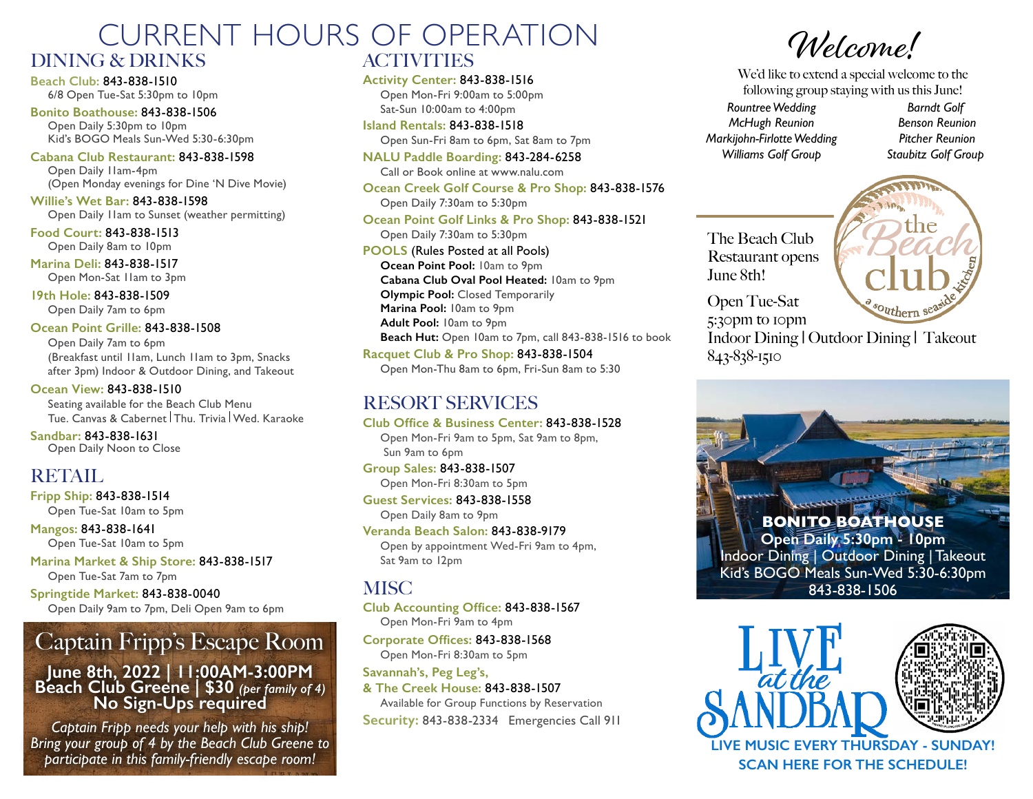# CURRENT HOURS OF OPERATION

## DINING & DRINKS

**Beach Club:** 843-838-1510
6/8 Open Tue-Sat 5:30pm to 10pm

**Bonito Boathouse:** 843-838-1506
Open Daily 5:30pm to 10pm
Kid's BOGO Meals Sun-Wed 5:30-6:30pm

**Cabana Club Restaurant:** 843-838-1598
Open Daily 11am-4pm
(Open Monday evenings for Dine 'N Dive Movie)

**Willie's Wet Bar:** 843-838-1598
Open Daily 11am to Sunset (weather permitting)

**Food Court:** 843-838-1513
Open Daily 8am to 10pm

**Marina Deli:** 843-838-1517
Open Mon-Sat 11am to 3pm

**19th Hole:** 843-838-1509
Open Daily 7am to 6pm

**Ocean Point Grille:** 843-838-1508
Open Daily 7am to 6pm
(Breakfast until 11am, Lunch 11am to 3pm, Snacks after 3pm) Indoor & Outdoor Dining, and Takeout

**Ocean View:** 843-838-1510
Seating available for the Beach Club Menu
Tue. Canvas & Cabernet | Thu. Trivia | Wed. Karaoke

**Sandbar:** 843-838-1631
Open Daily Noon to Close

## RETAIL

**Fripp Ship:** 843-838-1514
Open Tue-Sat 10am to 5pm

**Mangos:** 843-838-1641
Open Tue-Sat 10am to 5pm

**Marina Market & Ship Store:** 843-838-1517
Open Tue-Sat 7am to 7pm

**Springtide Market:** 843-838-0040
Open Daily 9am to 7pm, Deli Open 9am to 6pm

## Captain Fripp's Escape Room

**June 8th, 2022 | 11:00AM-3:00PM**
**Beach Club Greene | $30** *(per family of 4)*
**No Sign-Ups required**

*Captain Fripp needs your help with his ship! Bring your group of 4 by the Beach Club Greene to participate in this family-friendly escape room!*

## ACTIVITIES

**Activity Center:** 843-838-1516
Open Mon-Fri 9:00am to 5:00pm
Sat-Sun 10:00am to 4:00pm

**Island Rentals:** 843-838-1518
Open Sun-Fri 8am to 6pm, Sat 8am to 7pm

**NALU Paddle Boarding:** 843-284-6258
Call or Book online at www.nalu.com

**Ocean Creek Golf Course & Pro Shop:** 843-838-1576
Open Daily 7:30am to 5:30pm

**Ocean Point Golf Links & Pro Shop:** 843-838-1521
Open Daily 7:30am to 5:30pm

**POOLS** (Rules Posted at all Pools)
- **Ocean Point Pool:** 10am to 9pm
- **Cabana Club Oval Pool Heated:** 10am to 9pm
- **Olympic Pool:** Closed Temporarily
- **Marina Pool:** 10am to 9pm
- **Adult Pool:** 10am to 9pm
- **Beach Hut:** Open 10am to 7pm, call 843-838-1516 to book

**Racquet Club & Pro Shop:** 843-838-1504
Open Mon-Thu 8am to 6pm, Fri-Sun 8am to 5:30

## RESORT SERVICES

**Club Office & Business Center:** 843-838-1528
Open Mon-Fri 9am to 5pm, Sat 9am to 8pm, Sun 9am to 6pm

**Group Sales:** 843-838-1507
Open Mon-Fri 8:30am to 5pm

**Guest Services:** 843-838-1558
Open Daily 8am to 9pm

**Veranda Beach Salon:** 843-838-9179
Open by appointment Wed-Fri 9am to 4pm, Sat 9am to 12pm

## MISC

**Club Accounting Office:** 843-838-1567
Open Mon-Fri 9am to 4pm

**Corporate Offices:** 843-838-1568
Open Mon-Fri 8:30am to 5pm

**Savannah's, Peg Leg's, & The Creek House:** 843-838-1507
Available for Group Functions by Reservation

**Security:** 843-838-2334 Emergencies Call 911

## *Welcome!*

We'd like to extend a special welcome to the following group staying with us this June!

*Rountree Wedding*
*McHugh Reunion*
*Markijohn-Firlotte Wedding*
*Williams Golf Group*
*Barndt Golf*
*Benson Reunion*
*Pitcher Reunion*
*Staubitz Golf Group*

The Beach Club Restaurant opens June 8th!

the Beach club — a southern seaside kitchen

Open Tue-Sat
5:30pm to 10pm
Indoor Dining | Outdoor Dining | Takeout
843-838-1510

**BONITO BOATHOUSE**
**Open Daily 5:30pm - 10pm**
Indoor Dining | Outdoor Dining | Takeout
Kid's BOGO Meals Sun-Wed 5:30-6:30pm
843-838-1506

LIVE at the SANDBAR

**LIVE MUSIC EVERY THURSDAY - SUNDAY!**
**SCAN HERE FOR THE SCHEDULE!**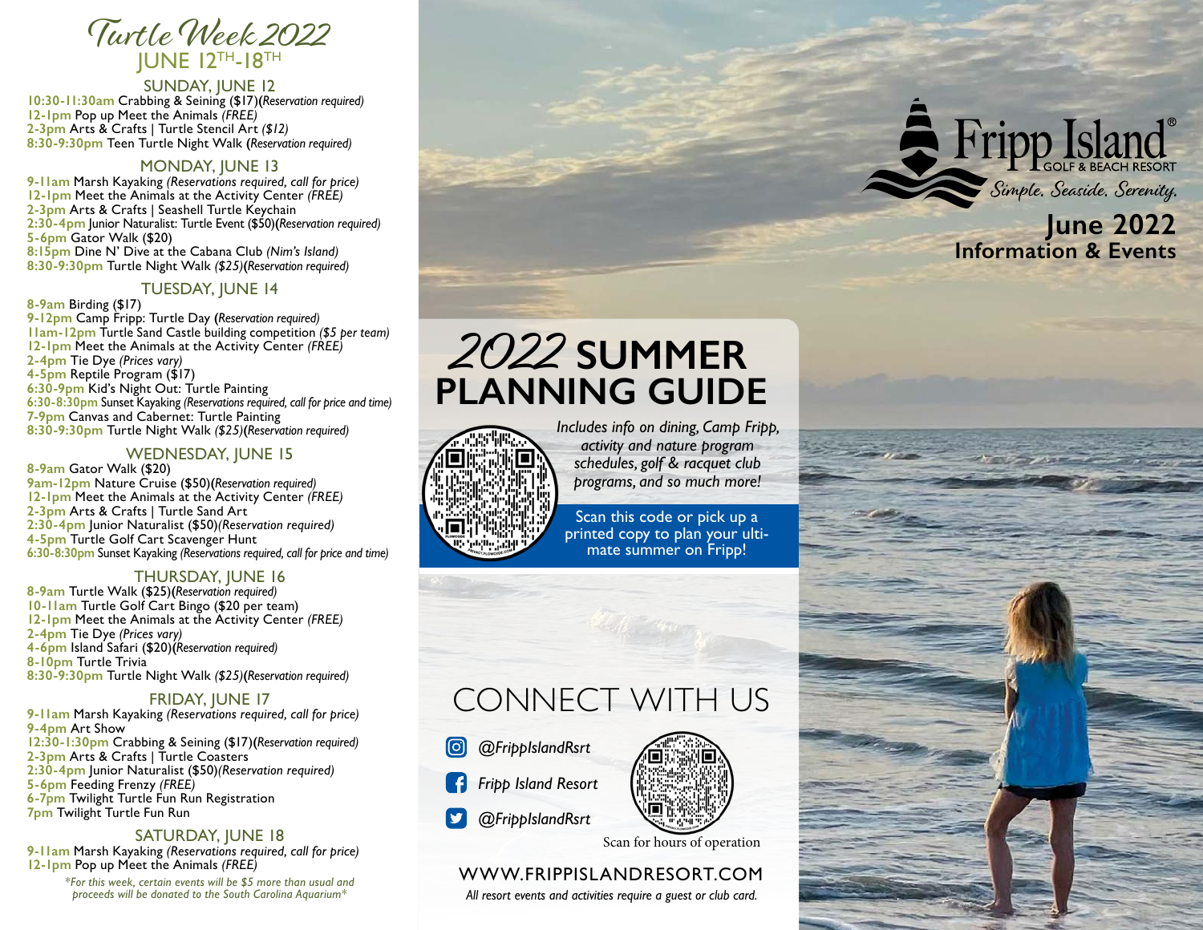# Turtle Week 2022

## JUNE 12TH-18TH

### SUNDAY, JUNE 12

**10:30-11:30am** Crabbing & Seining ($17)*(Reservation required)*
**12-1pm** Pop up Meet the Animals *(FREE)*
**2-3pm** Arts & Crafts | Turtle Stencil Art *($12)*
**8:30-9:30pm** Teen Turtle Night Walk *(Reservation required)*

### MONDAY, JUNE 13

**9-11am** Marsh Kayaking *(Reservations required, call for price)*
**12-1pm** Meet the Animals at the Activity Center *(FREE)*
**2-3pm** Arts & Crafts | Seashell Turtle Keychain
**2:30-4pm** Junior Naturalist: Turtle Event ($50)*(Reservation required)*
**5-6pm** Gator Walk ($20)
**8:15pm** Dine N' Dive at the Cabana Club *(Nim's Island)*
**8:30-9:30pm** Turtle Night Walk *($25)(Reservation required)*

### TUESDAY, JUNE 14

**8-9am** Birding ($17)
**9-12pm** Camp Fripp: Turtle Day *(Reservation required)*
**11am-12pm** Turtle Sand Castle building competition *($5 per team)*
**12-1pm** Meet the Animals at the Activity Center *(FREE)*
**2-4pm** Tie Dye *(Prices vary)*
**4-5pm** Reptile Program ($17)
**6:30-9pm** Kid's Night Out: Turtle Painting
**6:30-8:30pm** Sunset Kayaking *(Reservations required, call for price and time)*
**7-9pm** Canvas and Cabernet: Turtle Painting
**8:30-9:30pm** Turtle Night Walk *($25)(Reservation required)*

### WEDNESDAY, JUNE 15

**8-9am** Gator Walk ($20)
**9am-12pm** Nature Cruise ($50)*(Reservation required)*
**12-1pm** Meet the Animals at the Activity Center *(FREE)*
**2-3pm** Arts & Crafts | Turtle Sand Art
**2:30-4pm** Junior Naturalist ($50)*(Reservation required)*
**4-5pm** Turtle Golf Cart Scavenger Hunt
**6:30-8:30pm** Sunset Kayaking *(Reservations required, call for price and time)*

### THURSDAY, JUNE 16

**8-9am** Turtle Walk ($25)*(Reservation required)*
**10-11am** Turtle Golf Cart Bingo ($20 per team)
**12-1pm** Meet the Animals at the Activity Center *(FREE)*
**2-4pm** Tie Dye *(Prices vary)*
**4-6pm** Island Safari ($20)*(Reservation required)*
**8-10pm** Turtle Trivia
**8:30-9:30pm** Turtle Night Walk *($25)(Reservation required)*

### FRIDAY, JUNE 17

**9-11am** Marsh Kayaking *(Reservations required, call for price)*
**9-4pm** Art Show
**12:30-1:30pm** Crabbing & Seining ($17)*(Reservation required)*
**2-3pm** Arts & Crafts | Turtle Coasters
**2:30-4pm** Junior Naturalist ($50)*(Reservation required)*
**5-6pm** Feeding Frenzy *(FREE)*
**6-7pm** Twilight Turtle Fun Run Registration
**7pm** Twilight Turtle Fun Run

### SATURDAY, JUNE 18

**9-11am** Marsh Kayaking *(Reservations required, call for price)*
**12-1pm** Pop up Meet the Animals *(FREE)*

*\*For this week, certain events will be $5 more than usual and proceeds will be donated to the South Carolina Aquarium\**

# 2022 SUMMER PLANNING GUIDE

*Includes info on dining, Camp Fripp, activity and nature program schedules, golf & racquet club programs, and so much more!*

Scan this code or pick up a printed copy to plan your ultimate summer on Fripp!

# CONNECT WITH US

@FrippIslandRsrt
Fripp Island Resort
@FrippIslandRsrt

Scan for hours of operation

WWW.FRIPPISLANDRESORT.COM

*All resort events and activities require a guest or club card.*

Fripp Island® GOLF & BEACH RESORT
*Simple. Seaside. Serenity.*

## June 2022
## Information & Events